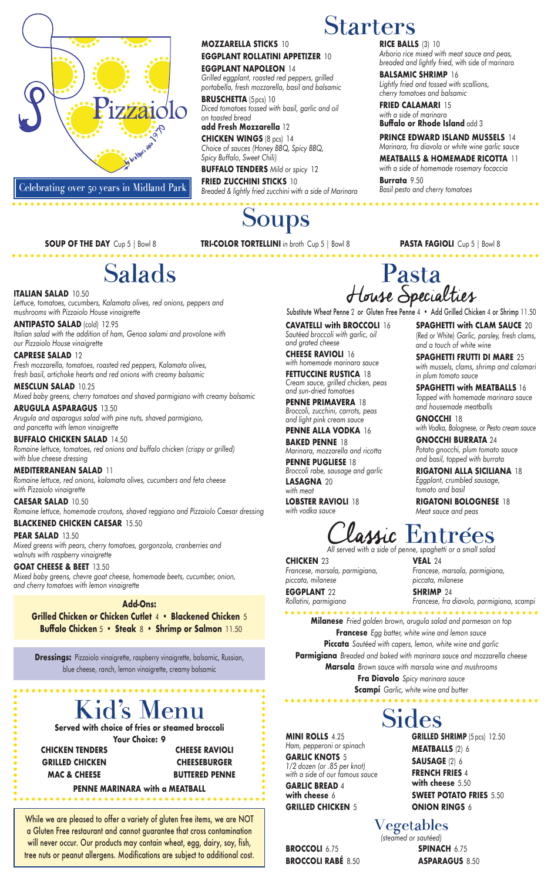Pizzaiolo

Celebrating over 50 years in Midland Park

# Starters

**MOZZARELLA STICKS** 10

**EGGPLANT ROLLATINI APPETIZER** 10

**EGGPLANT NAPOLEON** 14
*Grilled eggplant, roasted red peppers, grilled portabella, fresh mozzarella, basil and balsamic*

**BRUSCHETTA** (5pcs) 10
*Diced tomatoes tossed with basil, garlic and oil on toasted bread*
**add Fresh Mozzarella** 12

**CHICKEN WINGS** (8 pcs) 14
*Choice of sauces (Honey BBQ, Spicy BBQ, Spicy Buffalo, Sweet Chili)*

**BUFFALO TENDERS** *Mild or spicy* 12

**FRIED ZUCCHINI STICKS** 10
*Breaded & lightly fried zucchini with a side of Marinara*

**RICE BALLS** (3) 10
*Arborio rice mixed with meat sauce and peas, breaded and lightly fried, with side of marinara*

**BALSAMIC SHRIMP** 16
*Lightly fried and tossed with scallions, cherry tomatoes and balsamic*

**FRIED CALAMARI** 15
*with a side of marinara*
**Buffalo or Rhode Island** add 3

**PRINCE EDWARD ISLAND MUSSELS** 14
*Marinara, fra diavolo or white wine garlic sauce*

**MEATBALLS & HOMEMADE RICOTTA** 11
*with a side of homemade rosemary focaccia*

**Burrata** 9.50
*Basil pesto and cherry tomatoes*

# Soups

**SOUP OF THE DAY** Cup 5 | Bowl 8

**TRI-COLOR TORTELLINI** *in broth* Cup 5 | Bowl 8

**PASTA FAGIOLI** Cup 5 | Bowl 8

# Salads

**ITALIAN SALAD** 10.50
*Lettuce, tomatoes, cucumbers, Kalamata olives, red onions, peppers and mushrooms with Pizzaiolo House vinaigrette*

**ANTIPASTO SALAD** (cold) 12.95
*Italian salad with the addition of ham, Genoa salami and provolone with our Pizzaiolo House vinaigrette*

**CAPRESE SALAD** 12
*Fresh mozzarella, tomatoes, roasted red peppers, Kalamata olives, fresh basil, artichoke hearts and red onions with creamy balsamic*

**MESCLUN SALAD** 10.25
*Mixed baby greens, cherry tomatoes and shaved parmigiano with creamy balsamic*

**ARUGULA ASPARAGUS** 13.50
*Arugula and asparagus salad with pine nuts, shaved parmigiano, and pancetta with lemon vinaigrette*

**BUFFALO CHICKEN SALAD** 14.50
*Romaine lettuce, tomatoes, red onions and buffalo chicken (crispy or grilled) with blue cheese dressing*

**MEDITERRANEAN SALAD** 11
*Romaine lettuce, red onions, kalamata olives, cucumbers and feta cheese with Pizzaiolo vinaigrette*

**CAESAR SALAD** 10.50
*Romaine lettuce, homemade croutons, shaved reggiano and Pizzaiolo Caesar dressing*

**BLACKENED CHICKEN CAESAR** 15.50

**PEAR SALAD** 13.50
*Mixed greens with pears, cherry tomatoes, gorgonzola, cranberries and walnuts with raspberry vinaigrette*

**GOAT CHEESE & BEET** 13.50
*Mixed baby greens, chevre goat cheese, homemade beets, cucumber, onion, and cherry tomatoes with lemon vinaigrette*

**Add-Ons:**
**Grilled Chicken or Chicken Cutlet** 4 • **Blackened Chicken** 5
**Buffalo Chicken** 5 • **Steak** 8 • **Shrimp or Salmon** 11.50

**Dressings:** Pizzaiolo vinaigrette, raspberry vinaigrette, balsamic, Russian, blue cheese, ranch, lemon vinaigrette, creamy balsamic

# Kid's Menu

**Served with choice of fries or steamed broccoli**

**Your Choice: 9**

**CHICKEN TENDERS**
**CHEESE RAVIOLI**
**GRILLED CHICKEN**
**CHEESEBURGER**
**MAC & CHEESE**
**BUTTERED PENNE**
**PENNE MARINARA with a MEATBALL**

While we are pleased to offer a variety of gluten free items, we are NOT a Gluten Free restaurant and cannot guarantee that cross contamination will never occur. Our products may contain wheat, egg, dairy, soy, fish, tree nuts or peanut allergens. Modifications are subject to additional cost.

# Pasta
## House Specialties

Substitute Wheat Penne 2 or Gluten Free Penne 4 • Add Grilled Chicken 4 or Shrimp 11.50

**CAVATELLI with BROCCOLI** 16
*Sautéed broccoli with garlic, oil and grated cheese*

**CHEESE RAVIOLI** 16
*with homemade marinara sauce*

**FETTUCCINE RUSTICA** 18
*Cream sauce, grilled chicken, peas and sun-dried tomatoes*

**PENNE PRIMAVERA** 18
*Broccoli, zucchini, carrots, peas and light pink cream sauce*

**PENNE ALLA VODKA** 16

**BAKED PENNE** 18
*Marinara, mozzarella and ricotta*

**PENNE PUGLIESE** 18
*Broccoli rabe, sausage and garlic*

**LASAGNA** 20
*with meat*

**LOBSTER RAVIOLI** 18
*with vodka sauce*

**SPAGHETTI with CLAM SAUCE** 20
*(Red or White) Garlic, parsley, fresh clams, and a touch of white wine*

**SPAGHETTI FRUTTI DI MARE** 25
*with mussels, clams, shrimp and calamari in plum tomato sauce*

**SPAGHETTI with MEATBALLS** 16
*Topped with homemade marinara sauce and housemade meatballs*

**GNOCCHI** 18
*with Vodka, Bolognese, or Pesto cream sauce*

**GNOCCHI BURRATA** 24
*Potato gnocchi, plum tomato sauce and basil, topped with burrata*

**RIGATONI ALLA SICILIANA** 18
*Eggplant, crumbled sausage, tomato and basil*

**RIGATONI BOLOGNESE** 18
*Meat sauce and peas*

# Classic Entrées

*All served with a side of penne, spaghetti or a small salad*

**CHICKEN** 23
*Francese, marsala, parmigiana, piccata, milanese*

**EGGPLANT** 22
*Rollatini, parmigiana*

**VEAL** 24
*Francese, marsala, parmigiana, piccata, milanese*

**SHRIMP** 24
*Francese, fra diavolo, parmigiana, scampi*

**Milanese** *Fried golden brown, arugula salad and parmesan on top*
**Francese** *Egg batter, white wine and lemon sauce*
**Piccata** *Sautéed with capers, lemon, white wine and garlic*
**Parmigiana** *Breaded and baked with marinara sauce and mozzarella cheese*
**Marsala** *Brown sauce with marsala wine and mushrooms*
**Fra Diavolo** *Spicy marinara sauce*
**Scampi** *Garlic, white wine and butter*

# Sides

**MINI ROLLS** 4.25
*Ham, pepperoni or spinach*

**GARLIC KNOTS** 5
*1/2 dozen (or .85 per knot) with a side of our famous sauce*

**GARLIC BREAD** 4
**with cheese** 6

**GRILLED CHICKEN** 5

**GRILLED SHRIMP** (5pcs) 12.50

**MEATBALLS** (2) 6

**SAUSAGE** (2) 6

**FRENCH FRIES** 4
**with cheese** 5.50

**SWEET POTATO FRIES** 5.50

**ONION RINGS** 6

## Vegetables
*(steamed or sautéed)*

**BROCCOLI** 6.75
**BROCCOLI RABÉ** 8.50
**SPINACH** 6.75
**ASPARAGUS** 8.50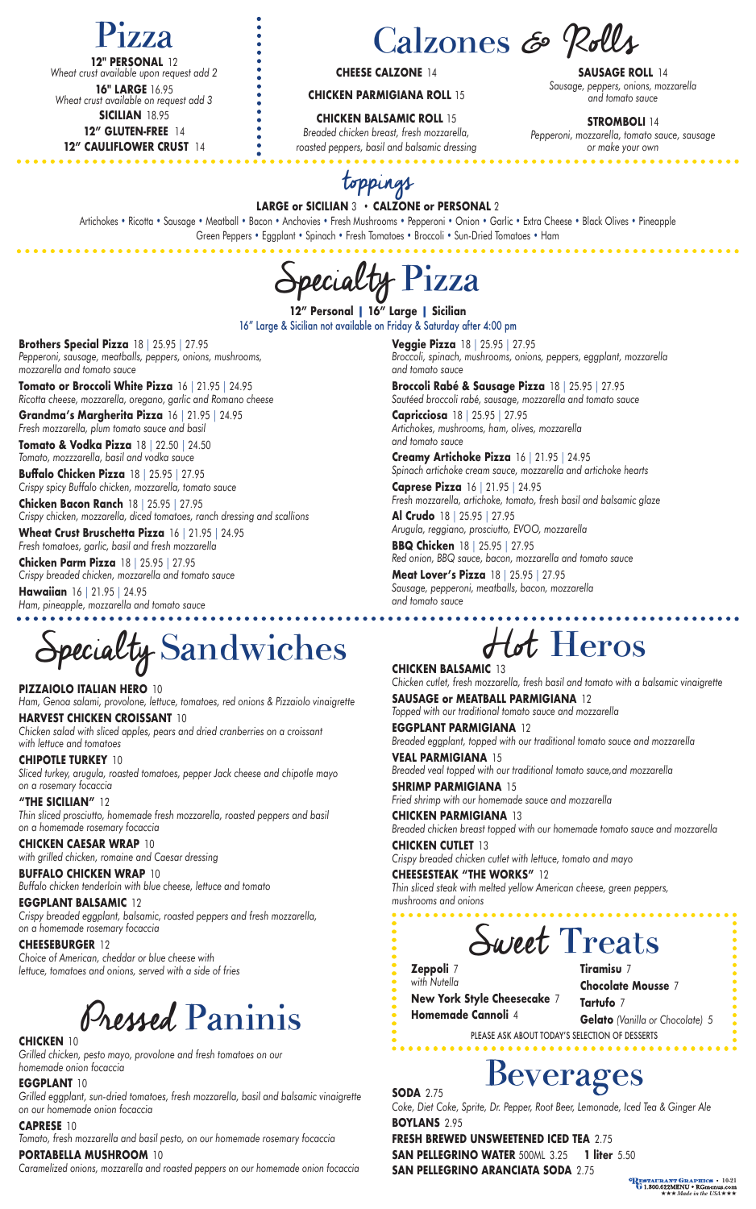# Pizza

**12" PERSONAL** 12
*Wheat crust available upon request add 2*

**16" LARGE** 16.95
*Wheat crust available on request add 3*

**SICILIAN** 18.95

**12" GLUTEN-FREE** 14

**12" CAULIFLOWER CRUST** 14

# Calzones & Rolls

**CHEESE CALZONE** 14

**CHICKEN PARMIGIANA ROLL** 15

**CHICKEN BALSAMIC ROLL** 15
*Breaded chicken breast, fresh mozzarella, roasted peppers, basil and balsamic dressing*

**SAUSAGE ROLL** 14
*Sausage, peppers, onions, mozzarella and tomato sauce*

**STROMBOLI** 14
*Pepperoni, mozzarella, tomato sauce, sausage or make your own*

## toppings

**LARGE or SICILIAN** 3 • **CALZONE or PERSONAL** 2

Artichokes • Ricotta • Sausage • Meatball • Bacon • Anchovies • Fresh Mushrooms • Pepperoni • Onion • Garlic • Extra Cheese • Black Olives • Pineapple
Green Peppers • Eggplant • Spinach • Fresh Tomatoes • Broccoli • Sun-Dried Tomatoes • Ham

# Specialty Pizza

**12" Personal | 16" Large | Sicilian**
16" Large & Sicilian not available on Friday & Saturday after 4:00 pm

**Brothers Special Pizza** 18 | 25.95 | 27.95
*Pepperoni, sausage, meatballs, peppers, onions, mushrooms, mozzarella and tomato sauce*

**Tomato or Broccoli White Pizza** 16 | 21.95 | 24.95
*Ricotta cheese, mozzarella, oregano, garlic and Romano cheese*

**Grandma's Margherita Pizza** 16 | 21.95 | 24.95
*Fresh mozzarella, plum tomato sauce and basil*

**Tomato & Vodka Pizza** 18 | 22.50 | 24.50
*Tomato, mozzzarella, basil and vodka sauce*

**Buffalo Chicken Pizza** 18 | 25.95 | 27.95
*Crispy spicy Buffalo chicken, mozzarella, tomato sauce*

**Chicken Bacon Ranch** 18 | 25.95 | 27.95
*Crispy chicken, mozzarella, diced tomatoes, ranch dressing and scallions*

**Wheat Crust Bruschetta Pizza** 16 | 21.95 | 24.95
*Fresh tomatoes, garlic, basil and fresh mozzarella*

**Chicken Parm Pizza** 18 | 25.95 | 27.95
*Crispy breaded chicken, mozzarella and tomato sauce*

**Hawaiian** 16 | 21.95 | 24.95
*Ham, pineapple, mozzarella and tomato sauce*

**Veggie Pizza** 18 | 25.95 | 27.95
*Broccoli, spinach, mushrooms, onions, peppers, eggplant, mozzarella and tomato sauce*

**Broccoli Rabé & Sausage Pizza** 18 | 25.95 | 27.95
*Sautéed broccoli rabé, sausage, mozzarella and tomato sauce*

**Capricciosa** 18 | 25.95 | 27.95
*Artichokes, mushrooms, ham, olives, mozzarella and tomato sauce*

**Creamy Artichoke Pizza** 16 | 21.95 | 24.95
*Spinach artichoke cream sauce, mozzarella and artichoke hearts*

**Caprese Pizza** 16 | 21.95 | 24.95
*Fresh mozzarella, artichoke, tomato, fresh basil and balsamic glaze*

**Al Crudo** 18 | 25.95 | 27.95
*Arugula, reggiano, prosciutto, EVOO, mozzarella*

**BBQ Chicken** 18 | 25.95 | 27.95
*Red onion, BBQ sauce, bacon, mozzarella and tomato sauce*

**Meat Lover's Pizza** 18 | 25.95 | 27.95
*Sausage, pepperoni, meatballs, bacon, mozzarella and tomato sauce*

# Specialty Sandwiches

**PIZZAIOLO ITALIAN HERO** 10
*Ham, Genoa salami, provolone, lettuce, tomatoes, red onions & Pizzaiolo vinaigrette*

**HARVEST CHICKEN CROISSANT** 10
*Chicken salad with sliced apples, pears and dried cranberries on a croissant with lettuce and tomatoes*

**CHIPOTLE TURKEY** 10
*Sliced turkey, arugula, roasted tomatoes, pepper Jack cheese and chipotle mayo on a rosemary focaccia*

**"THE SICILIAN"** 12
*Thin sliced prosciutto, homemade fresh mozzarella, roasted peppers and basil on a homemade rosemary focaccia*

**CHICKEN CAESAR WRAP** 10
*with grilled chicken, romaine and Caesar dressing*

**BUFFALO CHICKEN WRAP** 10
*Buffalo chicken tenderloin with blue cheese, lettuce and tomato*

**EGGPLANT BALSAMIC** 12
*Crispy breaded eggplant, balsamic, roasted peppers and fresh mozzarella, on a homemade rosemary focaccia*

**CHEESEBURGER** 12
*Choice of American, cheddar or blue cheese with lettuce, tomatoes and onions, served with a side of fries*

# Pressed Paninis

**CHICKEN** 10
*Grilled chicken, pesto mayo, provolone and fresh tomatoes on our homemade onion focaccia*

**EGGPLANT** 10
*Grilled eggplant, sun-dried tomatoes, fresh mozzarella, basil and balsamic vinaigrette on our homemade onion focaccia*

**CAPRESE** 10
*Tomato, fresh mozzarella and basil pesto, on our homemade rosemary focaccia*

**PORTABELLA MUSHROOM** 10
*Caramelized onions, mozzarella and roasted peppers on our homemade onion focaccia*

# Hot Heros

**CHICKEN BALSAMIC** 13
*Chicken cutlet, fresh mozzarella, fresh basil and tomato with a balsamic vinaigrette*

**SAUSAGE or MEATBALL PARMIGIANA** 12
*Topped with our traditional tomato sauce and mozzarella*

**EGGPLANT PARMIGIANA** 12
*Breaded eggplant, topped with our traditional tomato sauce and mozzarella*

**VEAL PARMIGIANA** 15
*Breaded veal topped with our traditional tomato sauce,and mozzarella*

**SHRIMP PARMIGIANA** 15
*Fried shrimp with our homemade sauce and mozzarella*

**CHICKEN PARMIGIANA** 13
*Breaded chicken breast topped with our homemade tomato sauce and mozzarella*

**CHICKEN CUTLET** 13
*Crispy breaded chicken cutlet with lettuce, tomato and mayo*

**CHEESESTEAK "THE WORKS"** 12
*Thin sliced steak with melted yellow American cheese, green peppers, mushrooms and onions*

# Sweet Treats

**Zeppoli** 7
*with Nutella*

**New York Style Cheesecake** 7

**Homemade Cannoli** 4

**Tiramisu** 7

**Chocolate Mousse** 7

**Tartufo** 7

**Gelato** *(Vanilla or Chocolate)* 5

PLEASE ASK ABOUT TODAY'S SELECTION OF DESSERTS

# Beverages

**SODA** 2.75
*Coke, Diet Coke, Sprite, Dr. Pepper, Root Beer, Lemonade, Iced Tea & Ginger Ale*

**BOYLANS** 2.95

**FRESH BREWED UNSWEETENED ICED TEA** 2.75

**SAN PELLEGRINO WATER** 500ML 3.25 **1 liter** 5.50

**SAN PELLEGRINO ARANCIATA SODA** 2.75

RESTAURANT GRAPHICS • 10-21
1.800.622MENU • RGmenus.com
★★★ Made in the USA ★★★